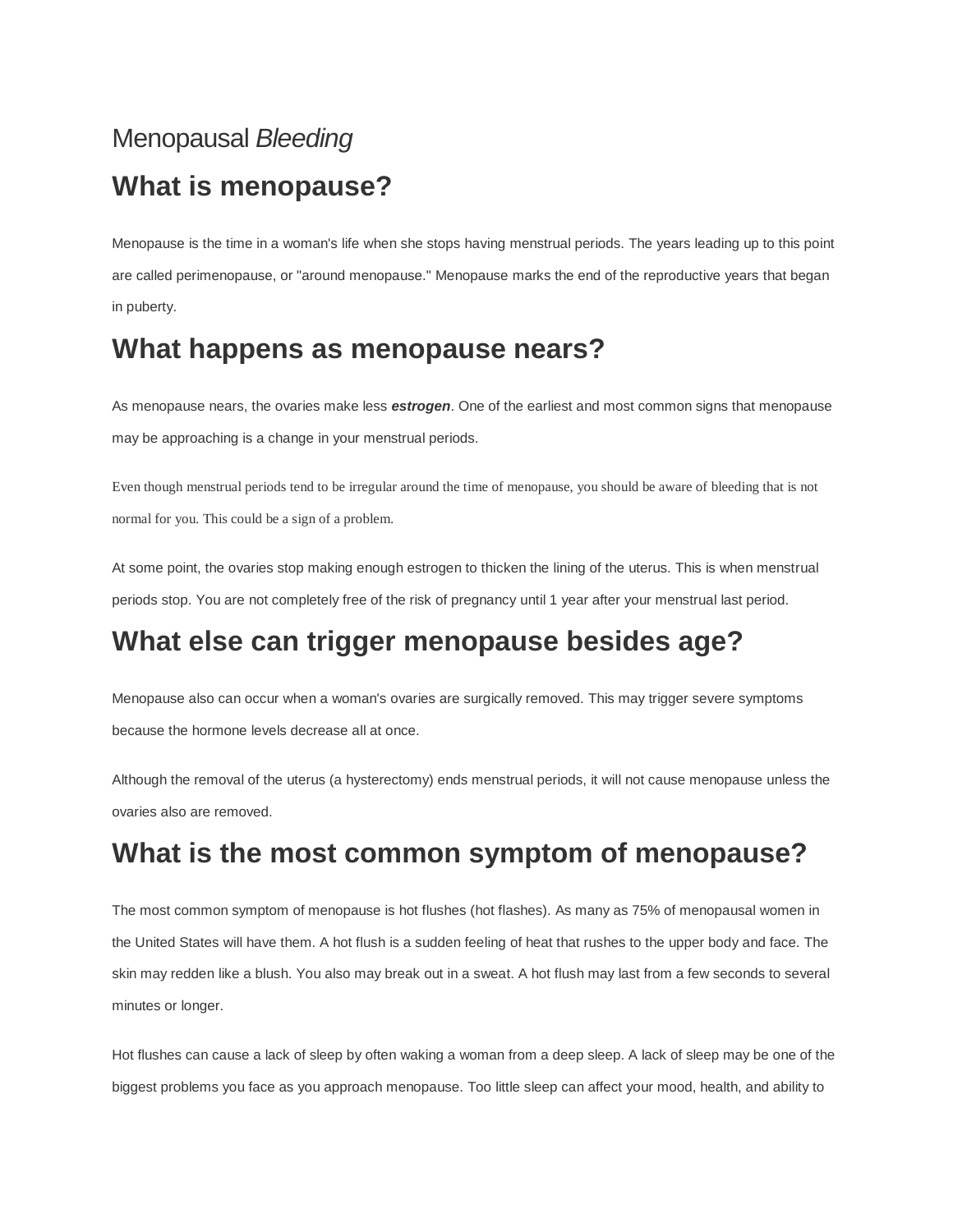# Menopausal *Bleeding*

## What is menopause?

Menopause is the time in a woman's life when she stops having menstrual periods. The years leading up to this point are called perimenopause, or "around menopause." Menopause marks the end of the reproductive years that began in puberty.

## What happens as menopause nears?

As menopause nears, the ovaries make less ***estrogen***. One of the earliest and most common signs that menopause may be approaching is a change in your menstrual periods.

Even though menstrual periods tend to be irregular around the time of menopause, you should be aware of bleeding that is not normal for you. This could be a sign of a problem.

At some point, the ovaries stop making enough estrogen to thicken the lining of the uterus. This is when menstrual periods stop. You are not completely free of the risk of pregnancy until 1 year after your menstrual last period.

## What else can trigger menopause besides age?

Menopause also can occur when a woman's ovaries are surgically removed. This may trigger severe symptoms because the hormone levels decrease all at once.

Although the removal of the uterus (a hysterectomy) ends menstrual periods, it will not cause menopause unless the ovaries also are removed.

## What is the most common symptom of menopause?

The most common symptom of menopause is hot flushes (hot flashes). As many as 75% of menopausal women in the United States will have them. A hot flush is a sudden feeling of heat that rushes to the upper body and face. The skin may redden like a blush. You also may break out in a sweat. A hot flush may last from a few seconds to several minutes or longer.

Hot flushes can cause a lack of sleep by often waking a woman from a deep sleep. A lack of sleep may be one of the biggest problems you face as you approach menopause. Too little sleep can affect your mood, health, and ability to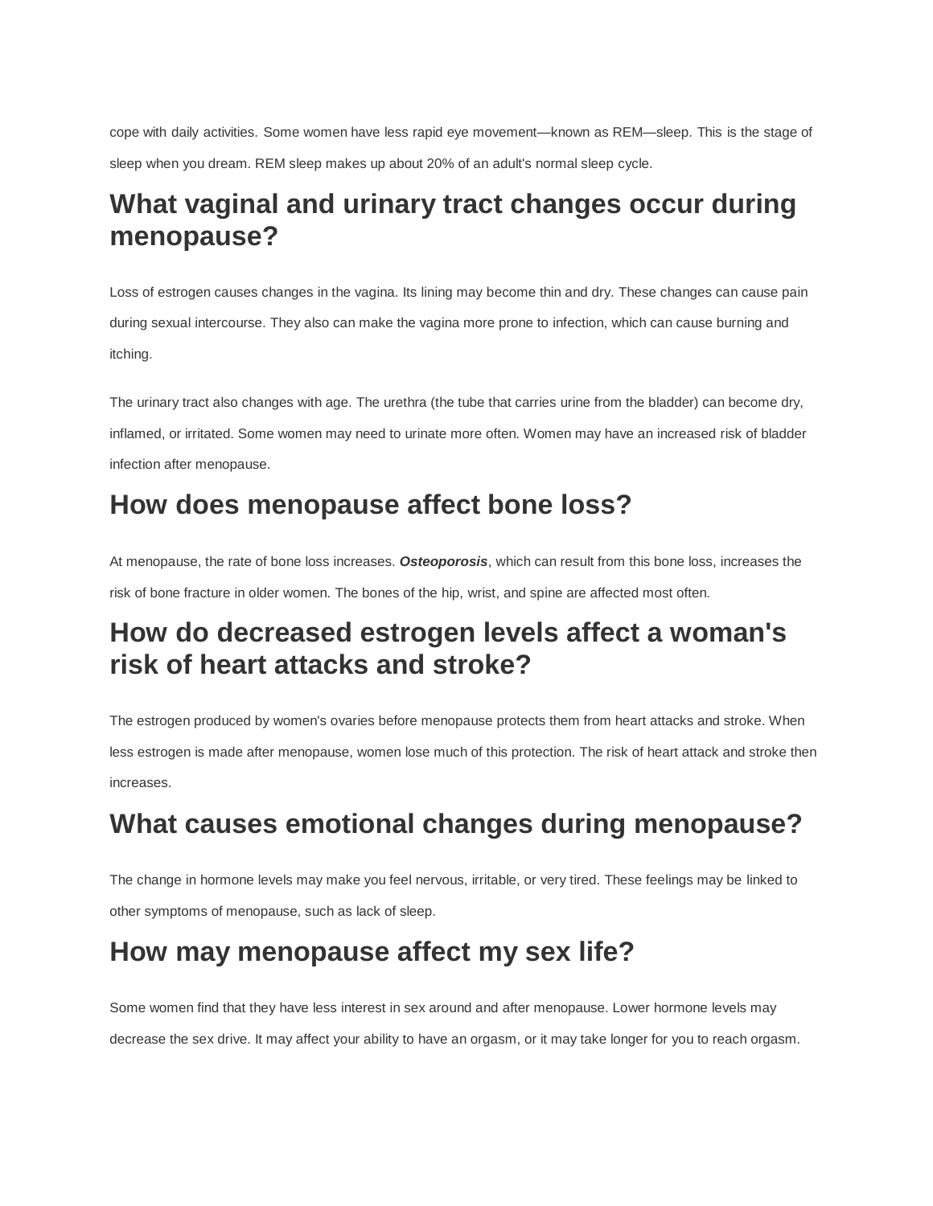cope with daily activities. Some women have less rapid eye movement—known as REM—sleep. This is the stage of sleep when you dream. REM sleep makes up about 20% of an adult's normal sleep cycle.

## What vaginal and urinary tract changes occur during menopause?

Loss of estrogen causes changes in the vagina. Its lining may become thin and dry. These changes can cause pain during sexual intercourse. They also can make the vagina more prone to infection, which can cause burning and itching.

The urinary tract also changes with age. The urethra (the tube that carries urine from the bladder) can become dry, inflamed, or irritated. Some women may need to urinate more often. Women may have an increased risk of bladder infection after menopause.

## How does menopause affect bone loss?

At menopause, the rate of bone loss increases. ***Osteoporosis***, which can result from this bone loss, increases the risk of bone fracture in older women. The bones of the hip, wrist, and spine are affected most often.

## How do decreased estrogen levels affect a woman's risk of heart attacks and stroke?

The estrogen produced by women's ovaries before menopause protects them from heart attacks and stroke. When less estrogen is made after menopause, women lose much of this protection. The risk of heart attack and stroke then increases.

## What causes emotional changes during menopause?

The change in hormone levels may make you feel nervous, irritable, or very tired. These feelings may be linked to other symptoms of menopause, such as lack of sleep.

## How may menopause affect my sex life?

Some women find that they have less interest in sex around and after menopause. Lower hormone levels may decrease the sex drive. It may affect your ability to have an orgasm, or it may take longer for you to reach orgasm.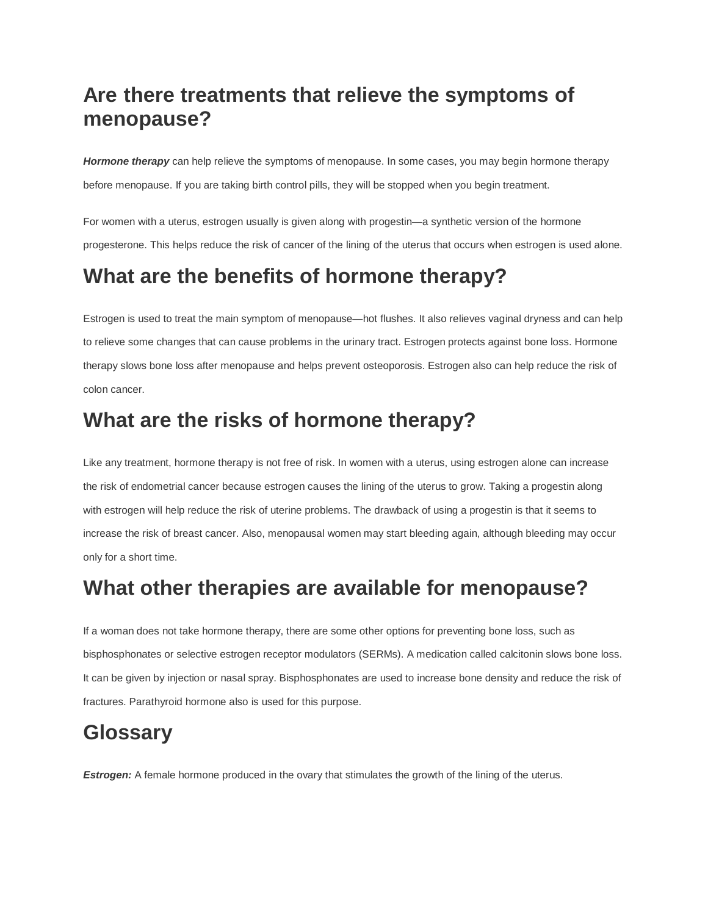## Are there treatments that relieve the symptoms of menopause?

***Hormone therapy*** can help relieve the symptoms of menopause. In some cases, you may begin hormone therapy before menopause. If you are taking birth control pills, they will be stopped when you begin treatment.

For women with a uterus, estrogen usually is given along with progestin—a synthetic version of the hormone progesterone. This helps reduce the risk of cancer of the lining of the uterus that occurs when estrogen is used alone.

## What are the benefits of hormone therapy?

Estrogen is used to treat the main symptom of menopause—hot flushes. It also relieves vaginal dryness and can help to relieve some changes that can cause problems in the urinary tract. Estrogen protects against bone loss. Hormone therapy slows bone loss after menopause and helps prevent osteoporosis. Estrogen also can help reduce the risk of colon cancer.

## What are the risks of hormone therapy?

Like any treatment, hormone therapy is not free of risk. In women with a uterus, using estrogen alone can increase the risk of endometrial cancer because estrogen causes the lining of the uterus to grow. Taking a progestin along with estrogen will help reduce the risk of uterine problems. The drawback of using a progestin is that it seems to increase the risk of breast cancer. Also, menopausal women may start bleeding again, although bleeding may occur only for a short time.

## What other therapies are available for menopause?

If a woman does not take hormone therapy, there are some other options for preventing bone loss, such as bisphosphonates or selective estrogen receptor modulators (SERMs). A medication called calcitonin slows bone loss. It can be given by injection or nasal spray. Bisphosphonates are used to increase bone density and reduce the risk of fractures. Parathyroid hormone also is used for this purpose.

## Glossary

***Estrogen:*** A female hormone produced in the ovary that stimulates the growth of the lining of the uterus.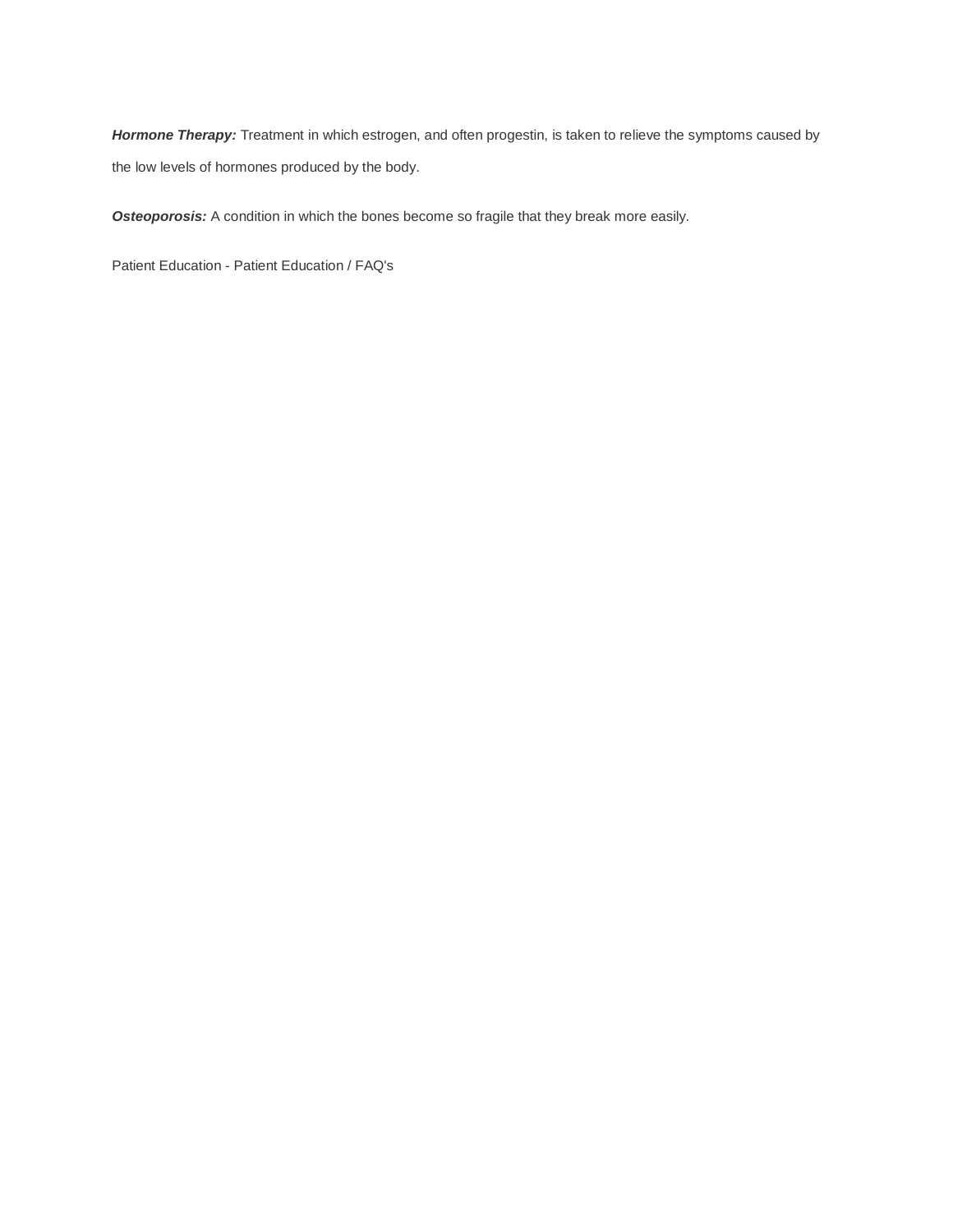***Hormone Therapy:*** Treatment in which estrogen, and often progestin, is taken to relieve the symptoms caused by the low levels of hormones produced by the body.

***Osteoporosis:*** A condition in which the bones become so fragile that they break more easily.

Patient Education - Patient Education / FAQ's